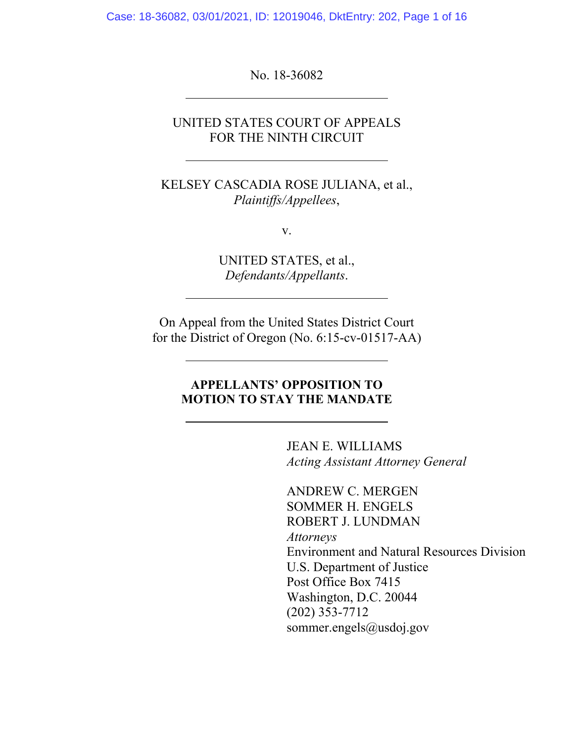No. 18-36082

---

UNITED STATES COURT OF APPEALS
FOR THE NINTH CIRCUIT

---

KELSEY CASCADIA ROSE JULIANA, et al.,
*Plaintiffs/Appellees*,

v.

UNITED STATES, et al.,
*Defendants/Appellants*.

---

On Appeal from the United States District Court
for the District of Oregon (No. 6:15-cv-01517-AA)

---

**APPELLANTS' OPPOSITION TO MOTION TO STAY THE MANDATE**

---

JEAN E. WILLIAMS
*Acting Assistant Attorney General*

ANDREW C. MERGEN
SOMMER H. ENGELS
ROBERT J. LUNDMAN
*Attorneys*
Environment and Natural Resources Division
U.S. Department of Justice
Post Office Box 7415
Washington, D.C. 20044
(202) 353-7712
sommer.engels@usdoj.gov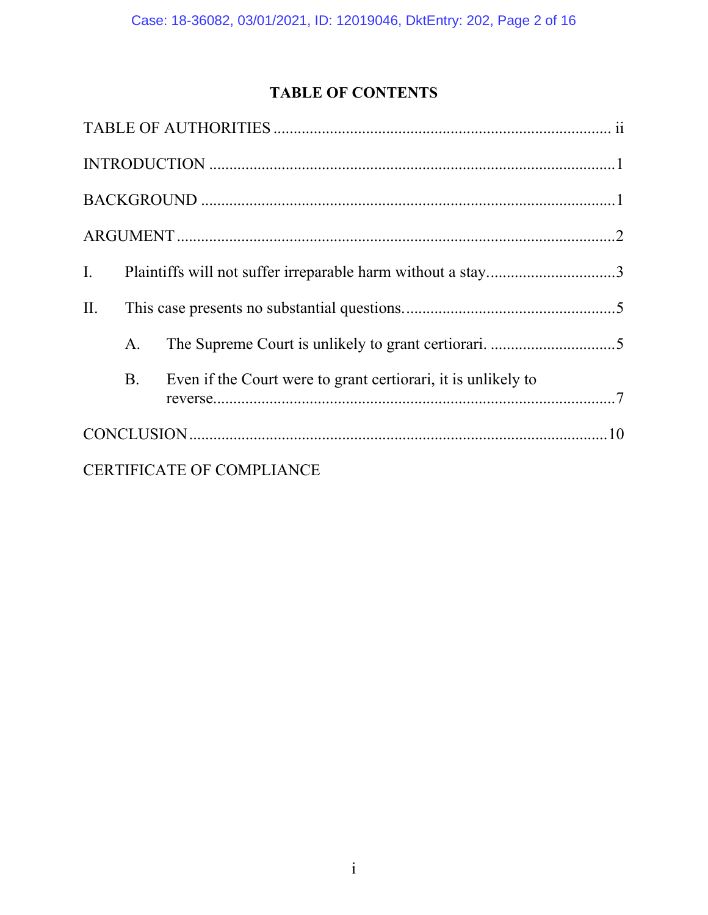# TABLE OF CONTENTS

TABLE OF AUTHORITIES .................................................................................. ii

INTRODUCTION ...................................................................................................1

BACKGROUND .....................................................................................................1

ARGUMENT ...........................................................................................................2

I. Plaintiffs will not suffer irreparable harm without a stay...............................3

II. This case presents no substantial questions....................................................5

 A. The Supreme Court is unlikely to grant certiorari. ...............................5

 B. Even if the Court were to grant certiorari, it is unlikely to reverse...................................................................................................7

CONCLUSION .......................................................................................................10

CERTIFICATE OF COMPLIANCE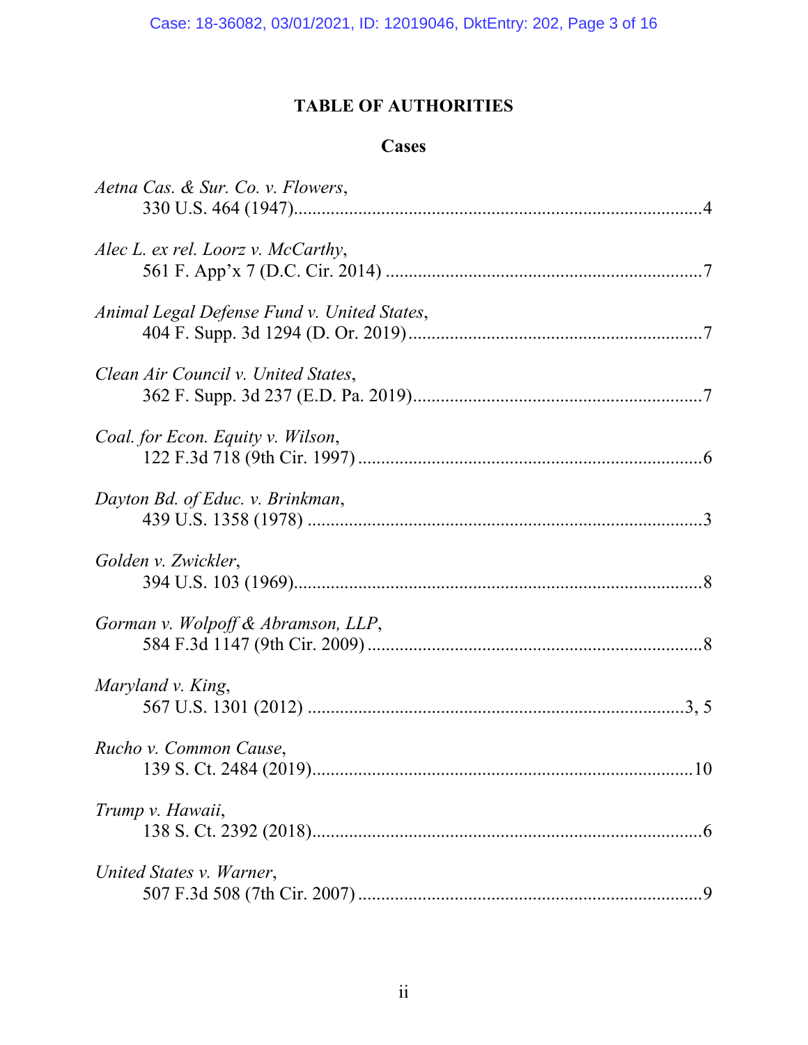# TABLE OF AUTHORITIES

## Cases

*Aetna Cas. & Sur. Co. v. Flowers*,
330 U.S. 464 (1947)....................................................................................4

*Alec L. ex rel. Loorz v. McCarthy*,
561 F. App'x 7 (D.C. Cir. 2014) ..................................................................7

*Animal Legal Defense Fund v. United States*,
404 F. Supp. 3d 1294 (D. Or. 2019)............................................................7

*Clean Air Council v. United States*,
362 F. Supp. 3d 237 (E.D. Pa. 2019)...........................................................7

*Coal. for Econ. Equity v. Wilson*,
122 F.3d 718 (9th Cir. 1997) .......................................................................6

*Dayton Bd. of Educ. v. Brinkman*,
439 U.S. 1358 (1978) ..................................................................................3

*Golden v. Zwickler*,
394 U.S. 103 (1969).....................................................................................8

*Gorman v. Wolpoff & Abramson, LLP*,
584 F.3d 1147 (9th Cir. 2009) .....................................................................8

*Maryland v. King*,
567 U.S. 1301 (2012) ...............................................................................3, 5

*Rucho v. Common Cause*,
139 S. Ct. 2484 (2019)...............................................................................10

*Trump v. Hawaii*,
138 S. Ct. 2392 (2018).................................................................................6

*United States v. Warner*,
507 F.3d 508 (7th Cir. 2007) .......................................................................9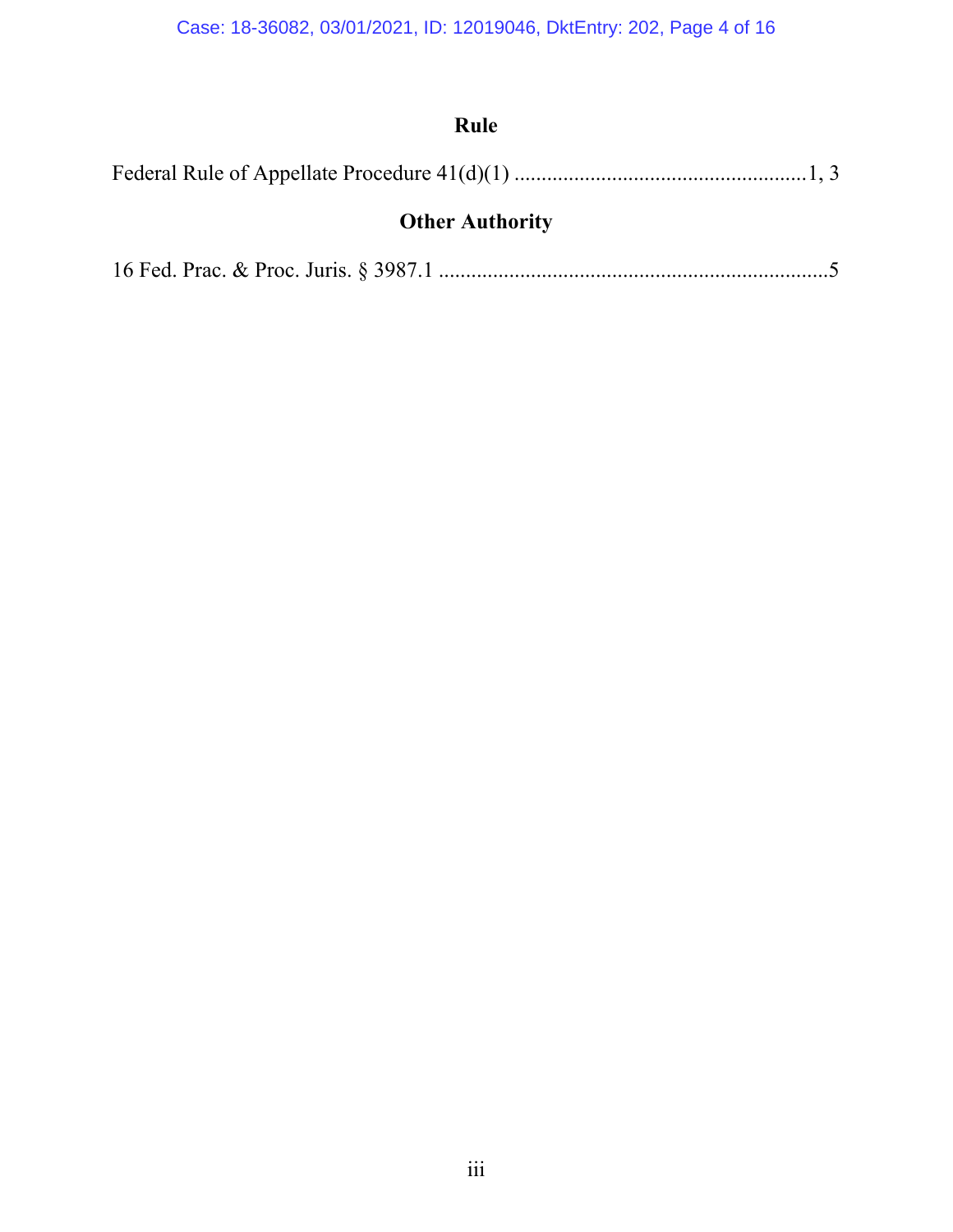## Rule

Federal Rule of Appellate Procedure 41(d)(1) ......................................................1, 3

## Other Authority

16 Fed. Prac. & Proc. Juris. § 3987.1 .......................................................................5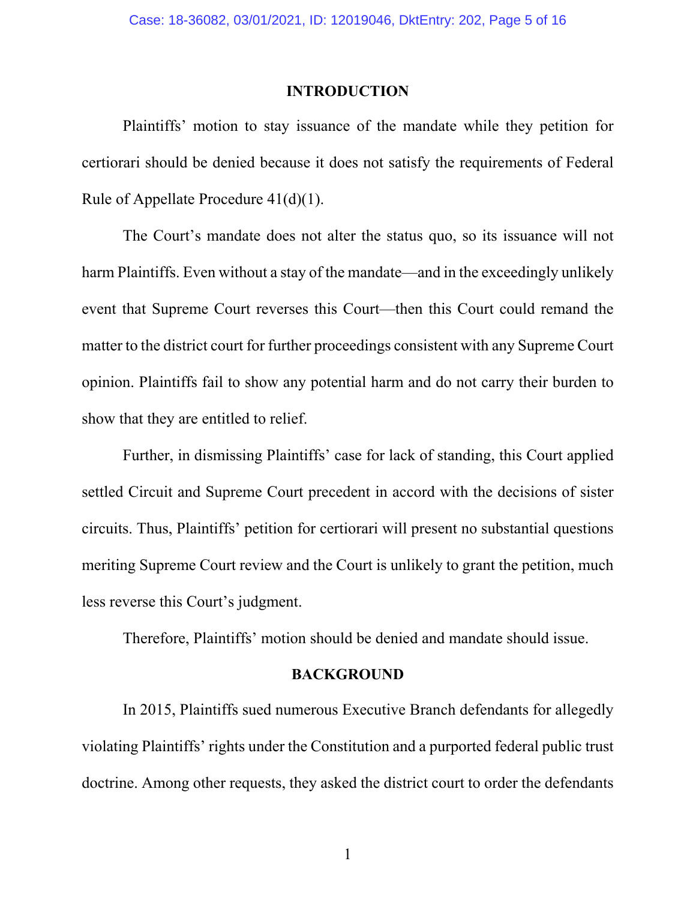## INTRODUCTION

Plaintiffs' motion to stay issuance of the mandate while they petition for certiorari should be denied because it does not satisfy the requirements of Federal Rule of Appellate Procedure 41(d)(1).

The Court's mandate does not alter the status quo, so its issuance will not harm Plaintiffs. Even without a stay of the mandate—and in the exceedingly unlikely event that Supreme Court reverses this Court—then this Court could remand the matter to the district court for further proceedings consistent with any Supreme Court opinion. Plaintiffs fail to show any potential harm and do not carry their burden to show that they are entitled to relief.

Further, in dismissing Plaintiffs' case for lack of standing, this Court applied settled Circuit and Supreme Court precedent in accord with the decisions of sister circuits. Thus, Plaintiffs' petition for certiorari will present no substantial questions meriting Supreme Court review and the Court is unlikely to grant the petition, much less reverse this Court's judgment.

Therefore, Plaintiffs' motion should be denied and mandate should issue.

## BACKGROUND

In 2015, Plaintiffs sued numerous Executive Branch defendants for allegedly violating Plaintiffs' rights under the Constitution and a purported federal public trust doctrine. Among other requests, they asked the district court to order the defendants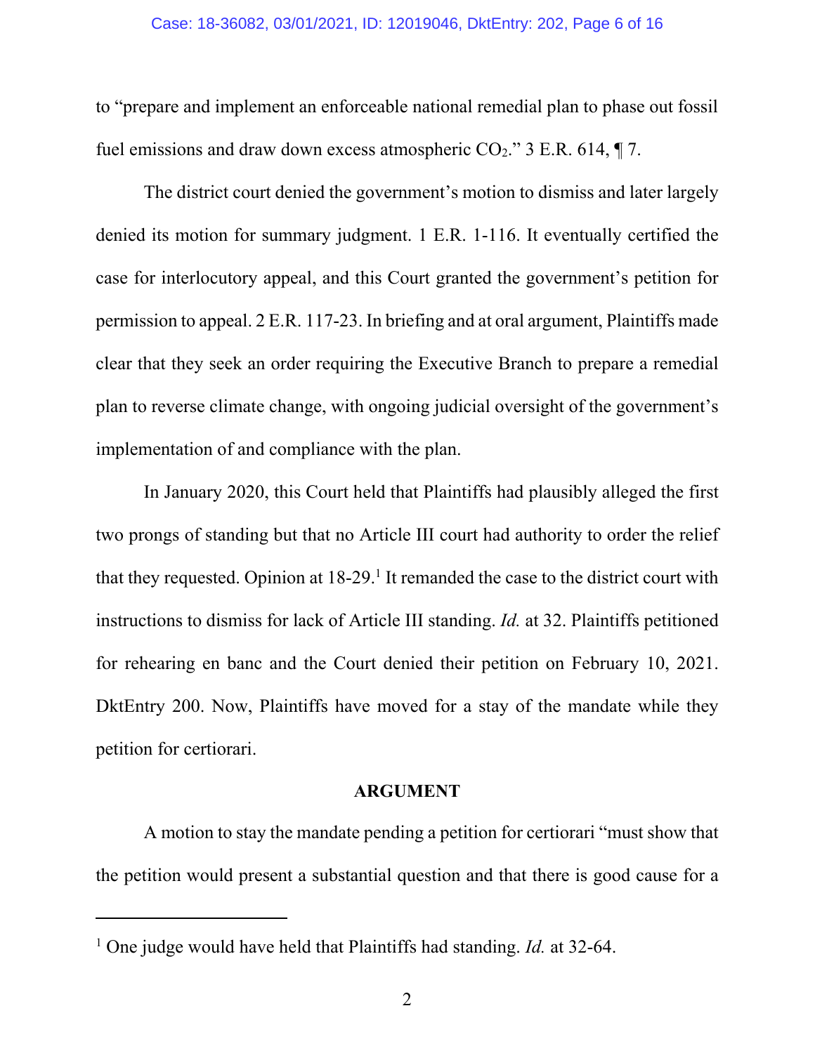to “prepare and implement an enforceable national remedial plan to phase out fossil fuel emissions and draw down excess atmospheric $CO_2$.” 3 E.R. 614, ¶ 7.

The district court denied the government’s motion to dismiss and later largely denied its motion for summary judgment. 1 E.R. 1-116. It eventually certified the case for interlocutory appeal, and this Court granted the government’s petition for permission to appeal. 2 E.R. 117-23. In briefing and at oral argument, Plaintiffs made clear that they seek an order requiring the Executive Branch to prepare a remedial plan to reverse climate change, with ongoing judicial oversight of the government’s implementation of and compliance with the plan.

In January 2020, this Court held that Plaintiffs had plausibly alleged the first two prongs of standing but that no Article III court had authority to order the relief that they requested. Opinion at 18-29.[1] It remanded the case to the district court with instructions to dismiss for lack of Article III standing. *Id.* at 32. Plaintiffs petitioned for rehearing en banc and the Court denied their petition on February 10, 2021. DktEntry 200. Now, Plaintiffs have moved for a stay of the mandate while they petition for certiorari.

**ARGUMENT**

A motion to stay the mandate pending a petition for certiorari “must show that the petition would present a substantial question and that there is good cause for a

---

[1] One judge would have held that Plaintiffs had standing. *Id.* at 32-64.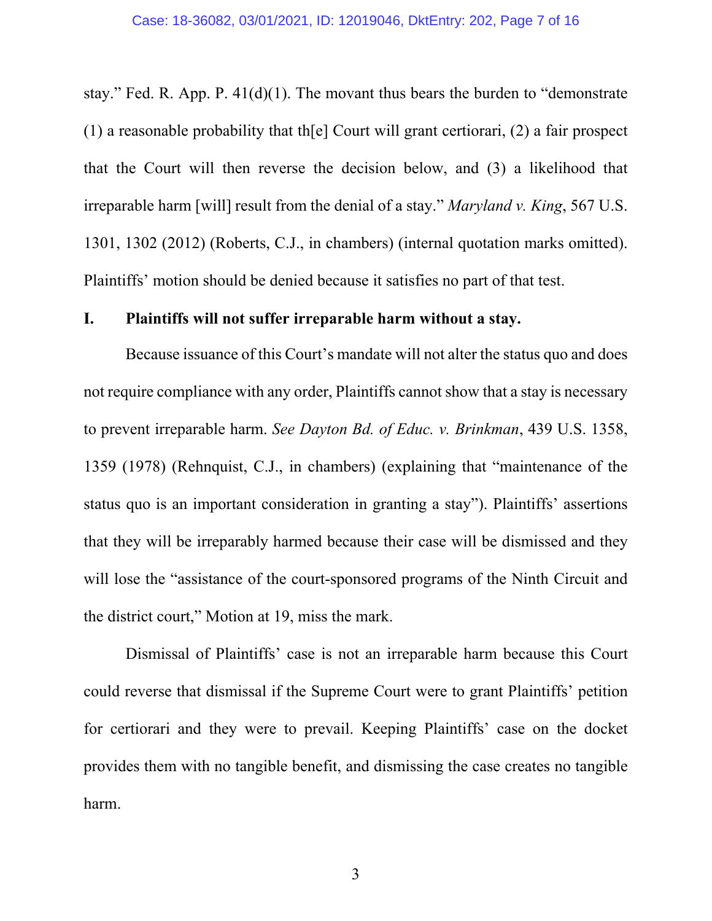stay." Fed. R. App. P. 41(d)(1). The movant thus bears the burden to "demonstrate (1) a reasonable probability that th[e] Court will grant certiorari, (2) a fair prospect that the Court will then reverse the decision below, and (3) a likelihood that irreparable harm [will] result from the denial of a stay." *Maryland v. King*, 567 U.S. 1301, 1302 (2012) (Roberts, C.J., in chambers) (internal quotation marks omitted). Plaintiffs' motion should be denied because it satisfies no part of that test.

## I. Plaintiffs will not suffer irreparable harm without a stay.

Because issuance of this Court's mandate will not alter the status quo and does not require compliance with any order, Plaintiffs cannot show that a stay is necessary to prevent irreparable harm. *See Dayton Bd. of Educ. v. Brinkman*, 439 U.S. 1358, 1359 (1978) (Rehnquist, C.J., in chambers) (explaining that "maintenance of the status quo is an important consideration in granting a stay"). Plaintiffs' assertions that they will be irreparably harmed because their case will be dismissed and they will lose the "assistance of the court-sponsored programs of the Ninth Circuit and the district court," Motion at 19, miss the mark.

Dismissal of Plaintiffs' case is not an irreparable harm because this Court could reverse that dismissal if the Supreme Court were to grant Plaintiffs' petition for certiorari and they were to prevail. Keeping Plaintiffs' case on the docket provides them with no tangible benefit, and dismissing the case creates no tangible harm.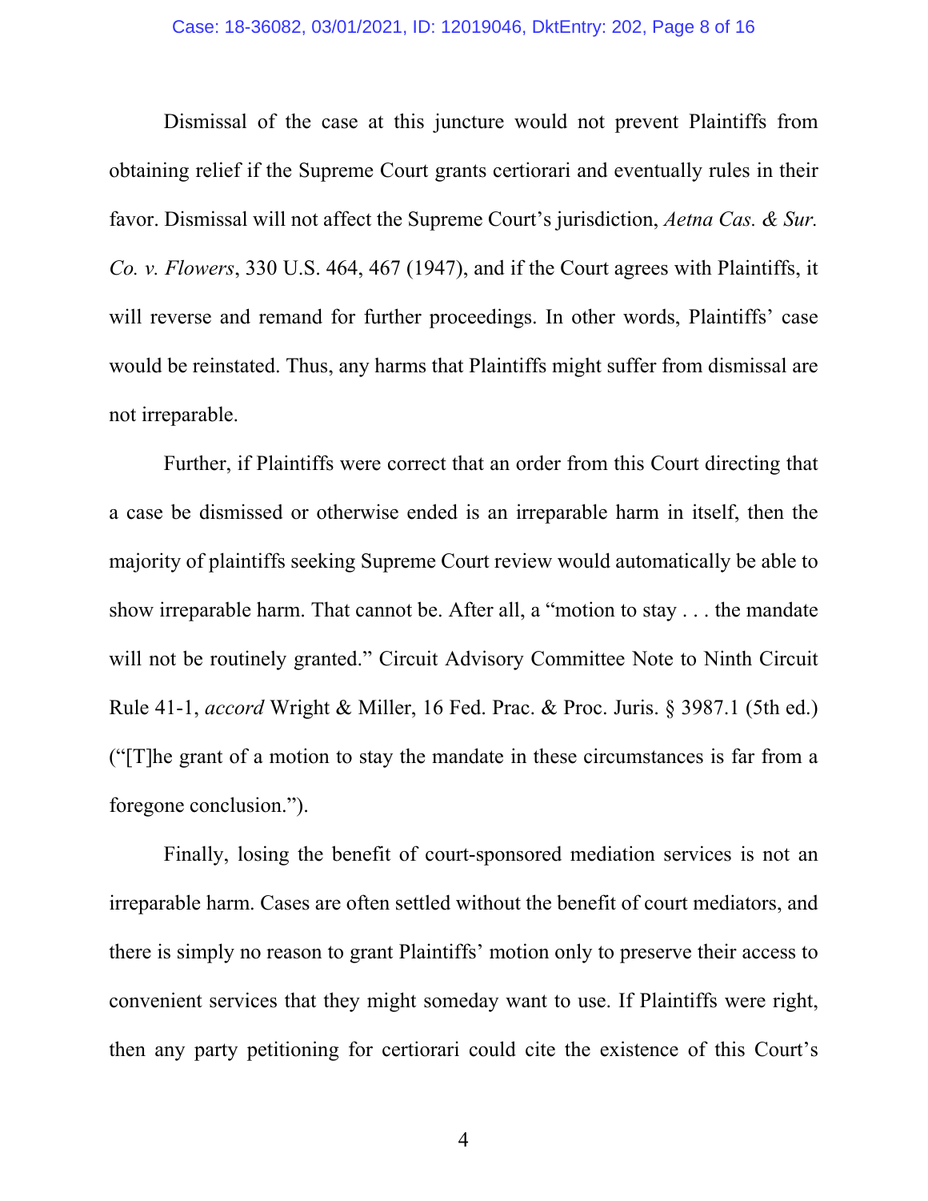Dismissal of the case at this juncture would not prevent Plaintiffs from obtaining relief if the Supreme Court grants certiorari and eventually rules in their favor. Dismissal will not affect the Supreme Court's jurisdiction, *Aetna Cas. & Sur. Co. v. Flowers*, 330 U.S. 464, 467 (1947), and if the Court agrees with Plaintiffs, it will reverse and remand for further proceedings. In other words, Plaintiffs' case would be reinstated. Thus, any harms that Plaintiffs might suffer from dismissal are not irreparable.

Further, if Plaintiffs were correct that an order from this Court directing that a case be dismissed or otherwise ended is an irreparable harm in itself, then the majority of plaintiffs seeking Supreme Court review would automatically be able to show irreparable harm. That cannot be. After all, a "motion to stay . . . the mandate will not be routinely granted." Circuit Advisory Committee Note to Ninth Circuit Rule 41-1, *accord* Wright & Miller, 16 Fed. Prac. & Proc. Juris. § 3987.1 (5th ed.) ("[T]he grant of a motion to stay the mandate in these circumstances is far from a foregone conclusion.").

Finally, losing the benefit of court-sponsored mediation services is not an irreparable harm. Cases are often settled without the benefit of court mediators, and there is simply no reason to grant Plaintiffs' motion only to preserve their access to convenient services that they might someday want to use. If Plaintiffs were right, then any party petitioning for certiorari could cite the existence of this Court's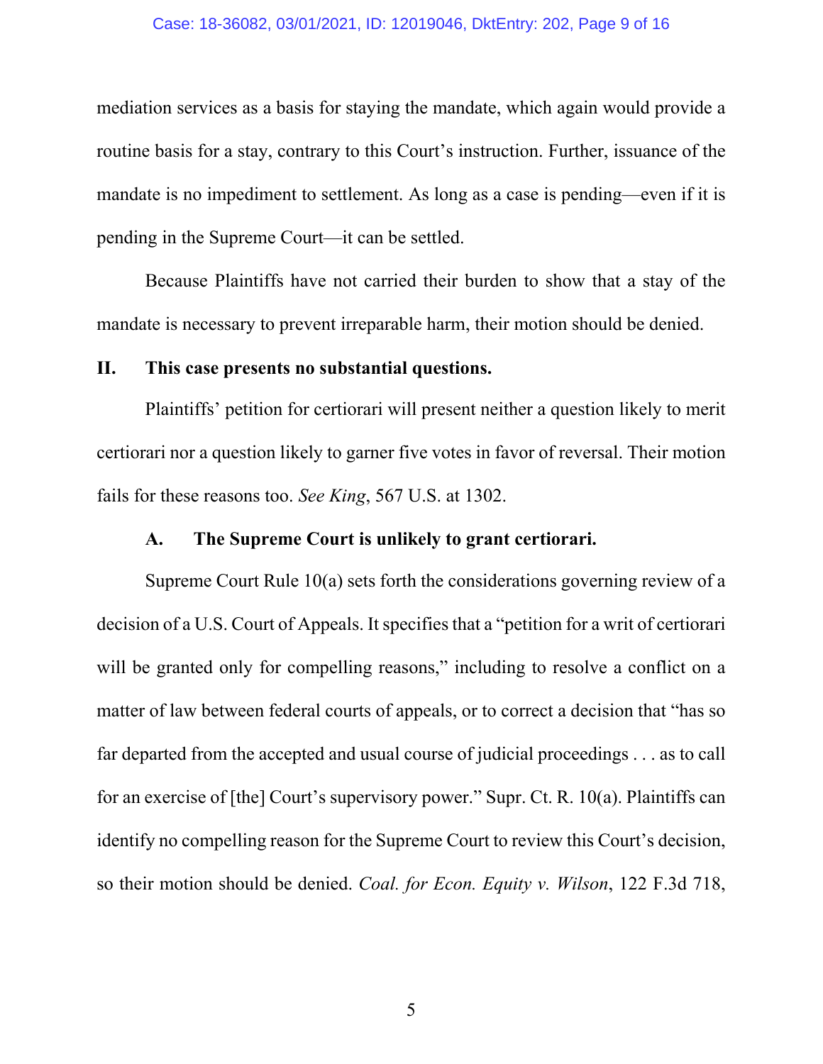mediation services as a basis for staying the mandate, which again would provide a routine basis for a stay, contrary to this Court's instruction. Further, issuance of the mandate is no impediment to settlement. As long as a case is pending—even if it is pending in the Supreme Court—it can be settled.

Because Plaintiffs have not carried their burden to show that a stay of the mandate is necessary to prevent irreparable harm, their motion should be denied.

## II. This case presents no substantial questions.

Plaintiffs' petition for certiorari will present neither a question likely to merit certiorari nor a question likely to garner five votes in favor of reversal. Their motion fails for these reasons too. *See King*, 567 U.S. at 1302.

### A. The Supreme Court is unlikely to grant certiorari.

Supreme Court Rule 10(a) sets forth the considerations governing review of a decision of a U.S. Court of Appeals. It specifies that a "petition for a writ of certiorari will be granted only for compelling reasons," including to resolve a conflict on a matter of law between federal courts of appeals, or to correct a decision that "has so far departed from the accepted and usual course of judicial proceedings . . . as to call for an exercise of [the] Court's supervisory power." Supr. Ct. R. 10(a). Plaintiffs can identify no compelling reason for the Supreme Court to review this Court's decision, so their motion should be denied. *Coal. for Econ. Equity v. Wilson*, 122 F.3d 718,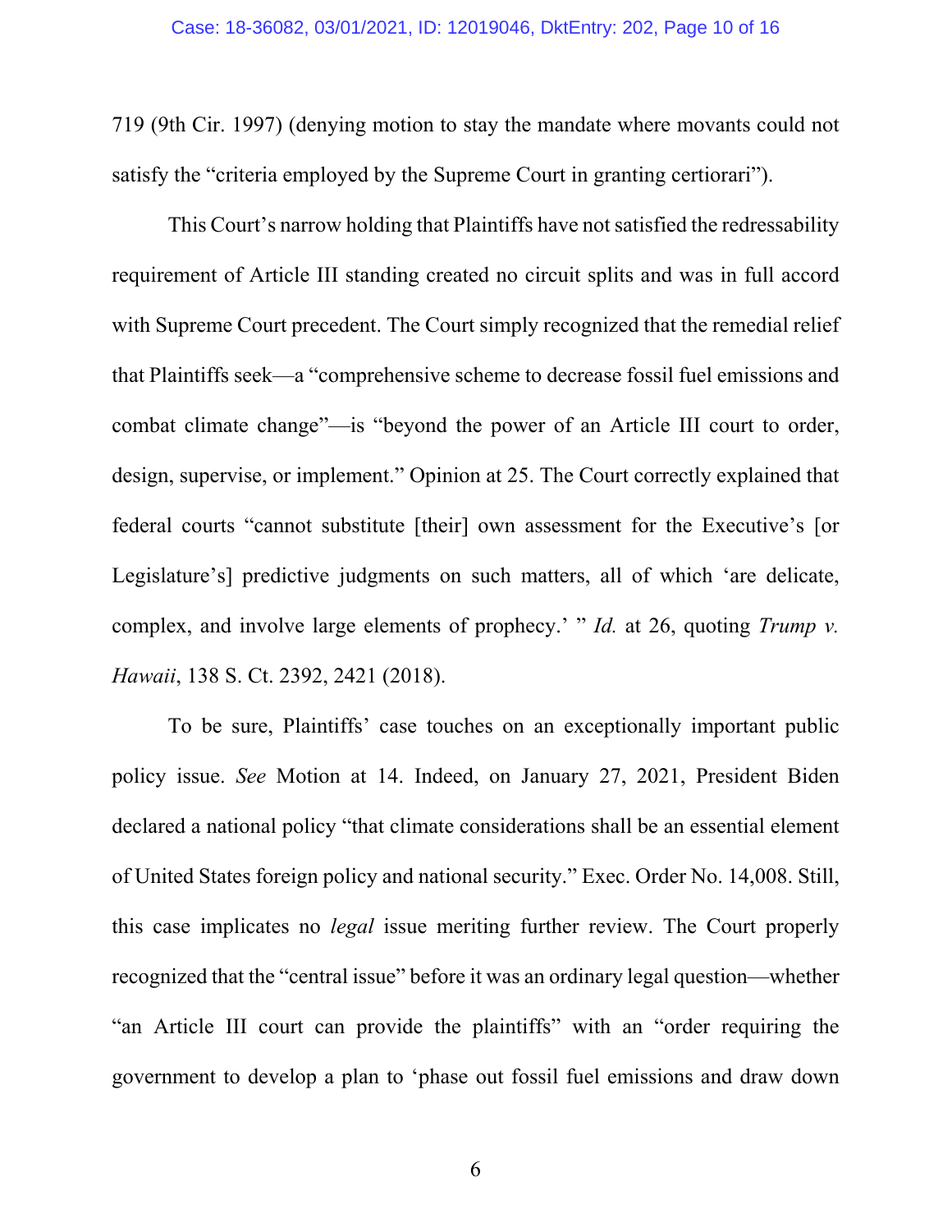719 (9th Cir. 1997) (denying motion to stay the mandate where movants could not satisfy the "criteria employed by the Supreme Court in granting certiorari").

This Court's narrow holding that Plaintiffs have not satisfied the redressability requirement of Article III standing created no circuit splits and was in full accord with Supreme Court precedent. The Court simply recognized that the remedial relief that Plaintiffs seek—a "comprehensive scheme to decrease fossil fuel emissions and combat climate change"—is "beyond the power of an Article III court to order, design, supervise, or implement." Opinion at 25. The Court correctly explained that federal courts "cannot substitute [their] own assessment for the Executive's [or Legislature's] predictive judgments on such matters, all of which 'are delicate, complex, and involve large elements of prophecy.' " *Id.* at 26, quoting *Trump v. Hawaii*, 138 S. Ct. 2392, 2421 (2018).

To be sure, Plaintiffs' case touches on an exceptionally important public policy issue. *See* Motion at 14. Indeed, on January 27, 2021, President Biden declared a national policy "that climate considerations shall be an essential element of United States foreign policy and national security." Exec. Order No. 14,008. Still, this case implicates no *legal* issue meriting further review. The Court properly recognized that the "central issue" before it was an ordinary legal question—whether "an Article III court can provide the plaintiffs" with an "order requiring the government to develop a plan to 'phase out fossil fuel emissions and draw down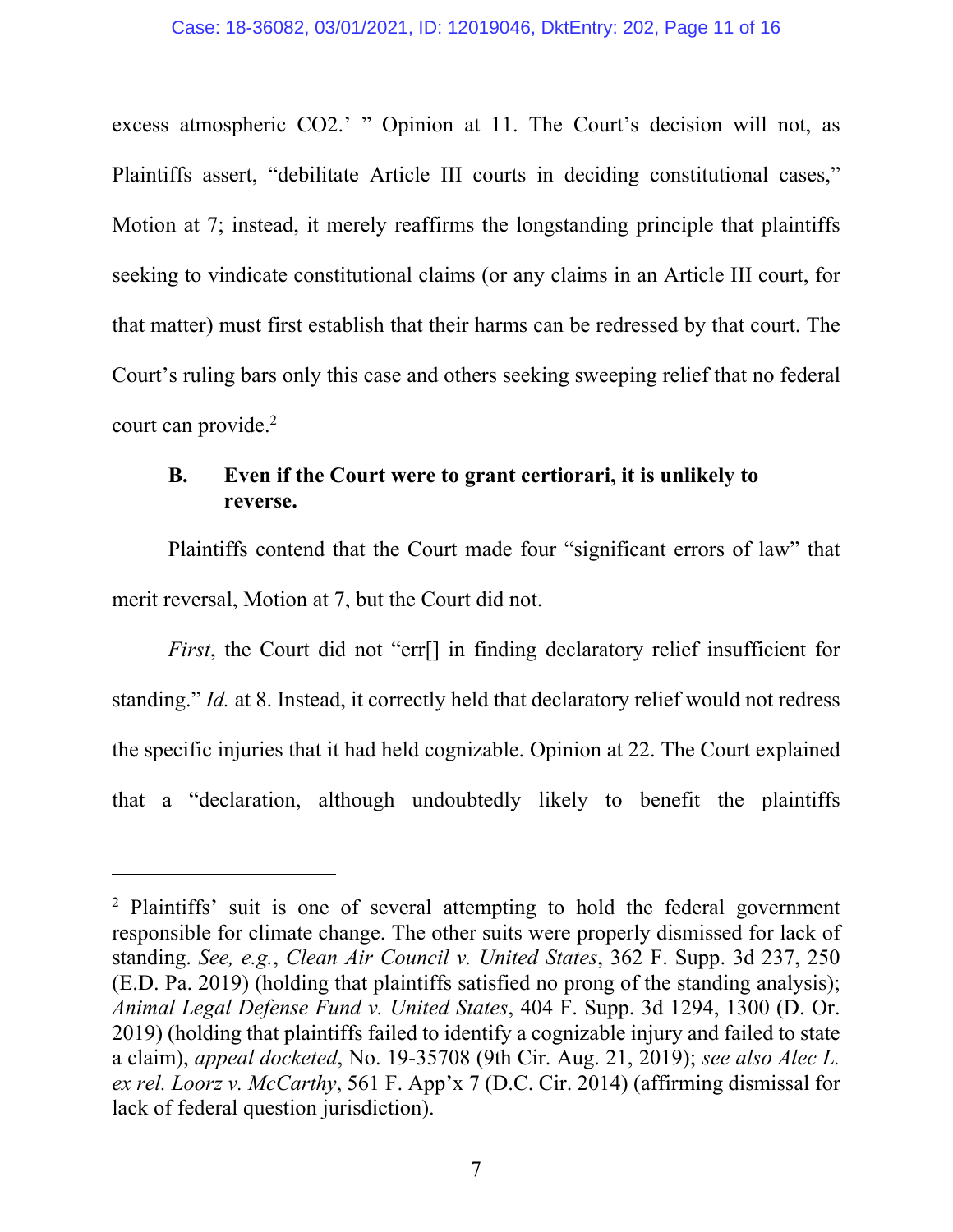excess atmospheric $CO_2$.' " Opinion at 11. The Court's decision will not, as Plaintiffs assert, "debilitate Article III courts in deciding constitutional cases," Motion at 7; instead, it merely reaffirms the longstanding principle that plaintiffs seeking to vindicate constitutional claims (or any claims in an Article III court, for that matter) must first establish that their harms can be redressed by that court. The Court's ruling bars only this case and others seeking sweeping relief that no federal court can provide.[2]

### B. Even if the Court were to grant certiorari, it is unlikely to reverse.

Plaintiffs contend that the Court made four "significant errors of law" that merit reversal, Motion at 7, but the Court did not.

*First*, the Court did not "err[] in finding declaratory relief insufficient for standing." *Id.* at 8. Instead, it correctly held that declaratory relief would not redress the specific injuries that it had held cognizable. Opinion at 22. The Court explained that a "declaration, although undoubtedly likely to benefit the plaintiffs

---

[2] Plaintiffs' suit is one of several attempting to hold the federal government responsible for climate change. The other suits were properly dismissed for lack of standing. *See, e.g.*, *Clean Air Council v. United States*, 362 F. Supp. 3d 237, 250 (E.D. Pa. 2019) (holding that plaintiffs satisfied no prong of the standing analysis); *Animal Legal Defense Fund v. United States*, 404 F. Supp. 3d 1294, 1300 (D. Or. 2019) (holding that plaintiffs failed to identify a cognizable injury and failed to state a claim), *appeal docketed*, No. 19-35708 (9th Cir. Aug. 21, 2019); *see also Alec L. ex rel. Loorz v. McCarthy*, 561 F. App'x 7 (D.C. Cir. 2014) (affirming dismissal for lack of federal question jurisdiction).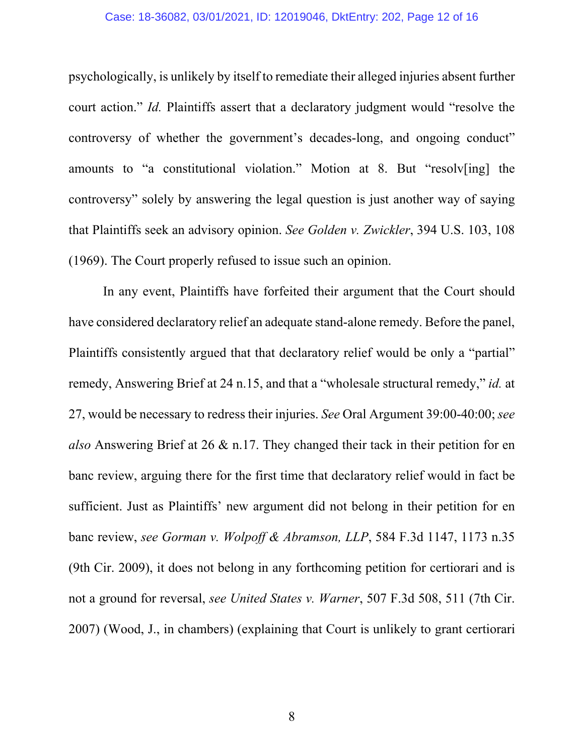psychologically, is unlikely by itself to remediate their alleged injuries absent further court action." *Id.* Plaintiffs assert that a declaratory judgment would "resolve the controversy of whether the government's decades-long, and ongoing conduct" amounts to "a constitutional violation." Motion at 8. But "resolv[ing] the controversy" solely by answering the legal question is just another way of saying that Plaintiffs seek an advisory opinion. *See Golden v. Zwickler*, 394 U.S. 103, 108 (1969). The Court properly refused to issue such an opinion.

In any event, Plaintiffs have forfeited their argument that the Court should have considered declaratory relief an adequate stand-alone remedy. Before the panel, Plaintiffs consistently argued that that declaratory relief would be only a "partial" remedy, Answering Brief at 24 n.15, and that a "wholesale structural remedy," *id.* at 27, would be necessary to redress their injuries. *See* Oral Argument 39:00-40:00; *see also* Answering Brief at 26 & n.17. They changed their tack in their petition for en banc review, arguing there for the first time that declaratory relief would in fact be sufficient. Just as Plaintiffs' new argument did not belong in their petition for en banc review, *see Gorman v. Wolpoff & Abramson, LLP*, 584 F.3d 1147, 1173 n.35 (9th Cir. 2009), it does not belong in any forthcoming petition for certiorari and is not a ground for reversal, *see United States v. Warner*, 507 F.3d 508, 511 (7th Cir. 2007) (Wood, J., in chambers) (explaining that Court is unlikely to grant certiorari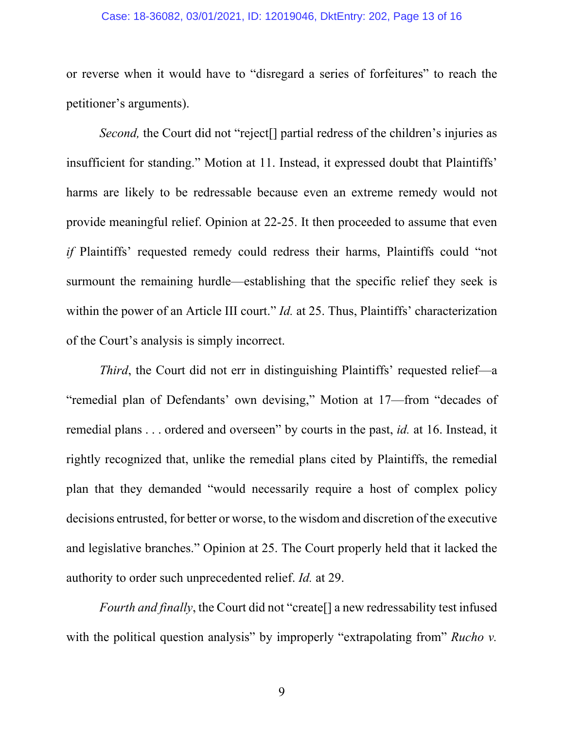or reverse when it would have to "disregard a series of forfeitures" to reach the petitioner's arguments).

*Second,* the Court did not "reject[] partial redress of the children's injuries as insufficient for standing." Motion at 11. Instead, it expressed doubt that Plaintiffs' harms are likely to be redressable because even an extreme remedy would not provide meaningful relief. Opinion at 22-25. It then proceeded to assume that even *if* Plaintiffs' requested remedy could redress their harms, Plaintiffs could "not surmount the remaining hurdle—establishing that the specific relief they seek is within the power of an Article III court." *Id.* at 25. Thus, Plaintiffs' characterization of the Court's analysis is simply incorrect.

*Third*, the Court did not err in distinguishing Plaintiffs' requested relief—a "remedial plan of Defendants' own devising," Motion at 17—from "decades of remedial plans . . . ordered and overseen" by courts in the past, *id.* at 16. Instead, it rightly recognized that, unlike the remedial plans cited by Plaintiffs, the remedial plan that they demanded "would necessarily require a host of complex policy decisions entrusted, for better or worse, to the wisdom and discretion of the executive and legislative branches." Opinion at 25. The Court properly held that it lacked the authority to order such unprecedented relief. *Id.* at 29.

*Fourth and finally*, the Court did not "create[] a new redressability test infused with the political question analysis" by improperly "extrapolating from" *Rucho v.*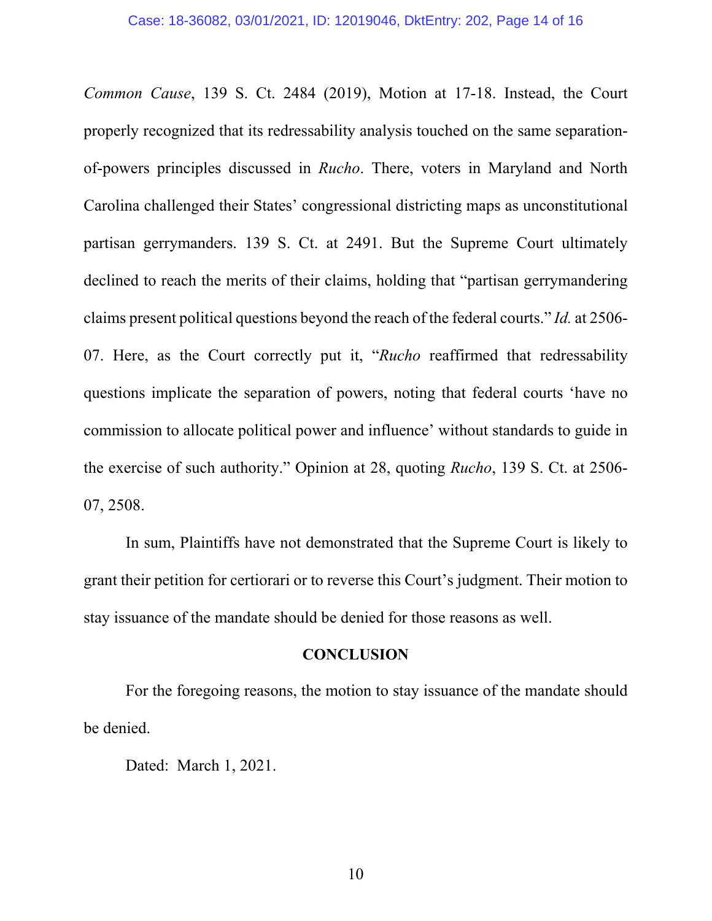*Common Cause*, 139 S. Ct. 2484 (2019), Motion at 17-18. Instead, the Court properly recognized that its redressability analysis touched on the same separation-of-powers principles discussed in *Rucho*. There, voters in Maryland and North Carolina challenged their States' congressional districting maps as unconstitutional partisan gerrymanders. 139 S. Ct. at 2491. But the Supreme Court ultimately declined to reach the merits of their claims, holding that "partisan gerrymandering claims present political questions beyond the reach of the federal courts." *Id.* at 2506-07. Here, as the Court correctly put it, "*Rucho* reaffirmed that redressability questions implicate the separation of powers, noting that federal courts 'have no commission to allocate political power and influence' without standards to guide in the exercise of such authority." Opinion at 28, quoting *Rucho*, 139 S. Ct. at 2506-07, 2508.

In sum, Plaintiffs have not demonstrated that the Supreme Court is likely to grant their petition for certiorari or to reverse this Court's judgment. Their motion to stay issuance of the mandate should be denied for those reasons as well.

## CONCLUSION

For the foregoing reasons, the motion to stay issuance of the mandate should be denied.

Dated: March 1, 2021.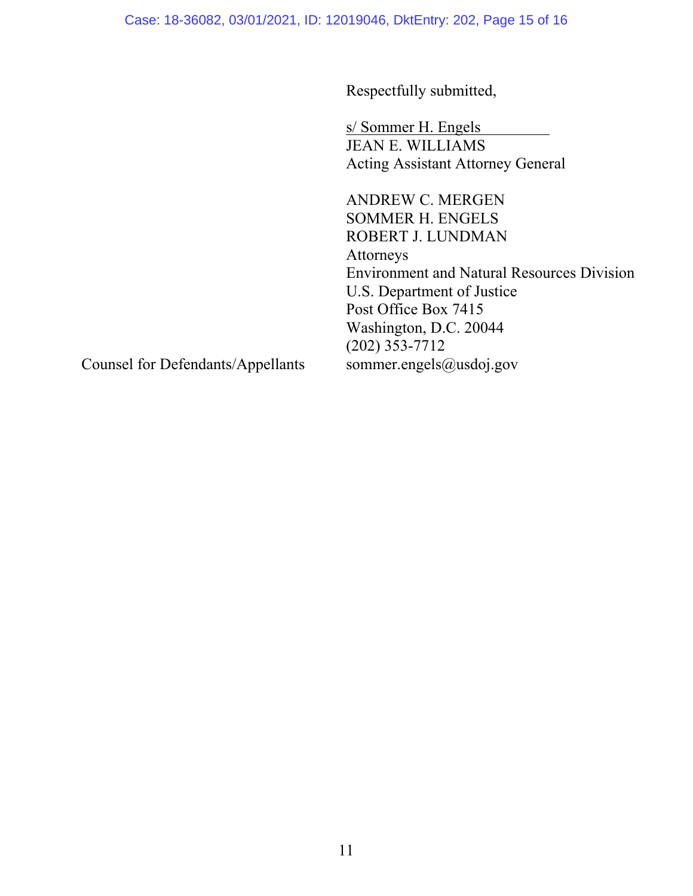Respectfully submitted,

s/ Sommer H. Engels
JEAN E. WILLIAMS
Acting Assistant Attorney General

ANDREW C. MERGEN
SOMMER H. ENGELS
ROBERT J. LUNDMAN
Attorneys
Environment and Natural Resources Division
U.S. Department of Justice
Post Office Box 7415
Washington, D.C. 20044
(202) 353-7712
sommer.engels@usdoj.gov

Counsel for Defendants/Appellants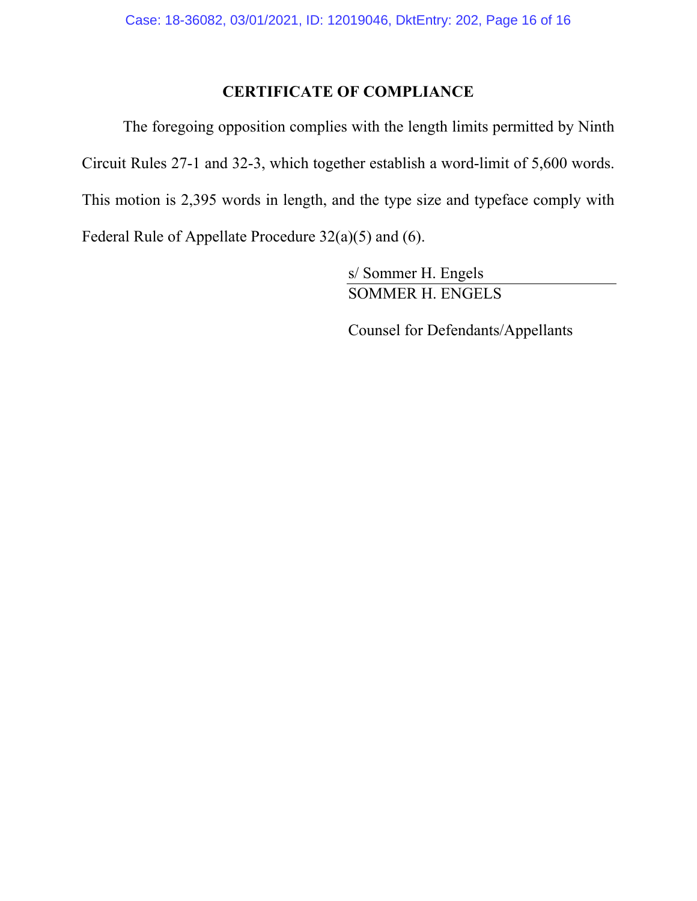## CERTIFICATE OF COMPLIANCE

The foregoing opposition complies with the length limits permitted by Ninth Circuit Rules 27-1 and 32-3, which together establish a word-limit of 5,600 words. This motion is 2,395 words in length, and the type size and typeface comply with Federal Rule of Appellate Procedure 32(a)(5) and (6).

s/ Sommer H. Engels
SOMMER H. ENGELS

Counsel for Defendants/Appellants